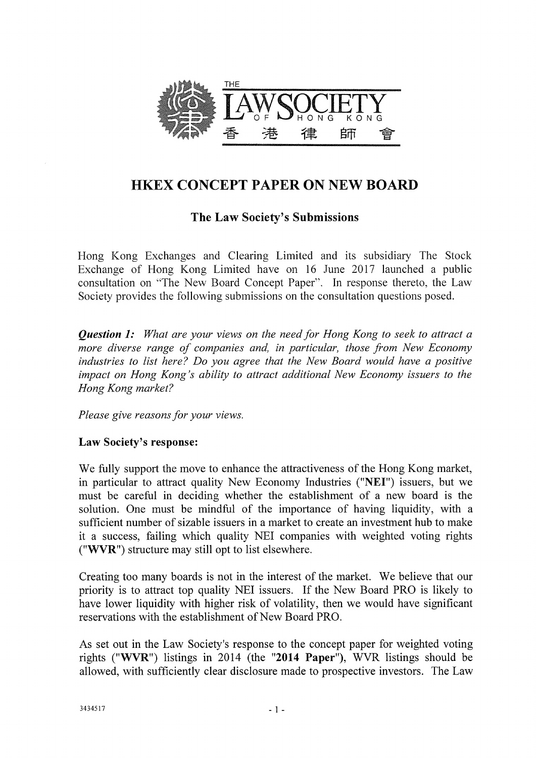THE LAW SOCIETY OF HONG KONG 香港律師會

# HKEX CONCEPT PAPER ON NEW BOARD

## The Law Society's Submissions

Hong Kong Exchanges and Clearing Limited and its subsidiary The Stock Exchange of Hong Kong Limited have on 16 June 2017 launched a public consultation on "The New Board Concept Paper". In response thereto, the Law Society provides the following submissions on the consultation questions posed.

***Question 1:*** *What are your views on the need for Hong Kong to seek to attract a more diverse range of companies and, in particular, those from New Economy industries to list here? Do you agree that the New Board would have a positive impact on Hong Kong's ability to attract additional New Economy issuers to the Hong Kong market?*

*Please give reasons for your views.*

**Law Society's response:**

We fully support the move to enhance the attractiveness of the Hong Kong market, in particular to attract quality New Economy Industries ("**NEI**") issuers, but we must be careful in deciding whether the establishment of a new board is the solution. One must be mindful of the importance of having liquidity, with a sufficient number of sizable issuers in a market to create an investment hub to make it a success, failing which quality NEI companies with weighted voting rights ("**WVR**") structure may still opt to list elsewhere.

Creating too many boards is not in the interest of the market. We believe that our priority is to attract top quality NEI issuers. If the New Board PRO is likely to have lower liquidity with higher risk of volatility, then we would have significant reservations with the establishment of New Board PRO.

As set out in the Law Society's response to the concept paper for weighted voting rights ("**WVR**") listings in 2014 (the "**2014 Paper**"), WVR listings should be allowed, with sufficiently clear disclosure made to prospective investors. The Law

3434517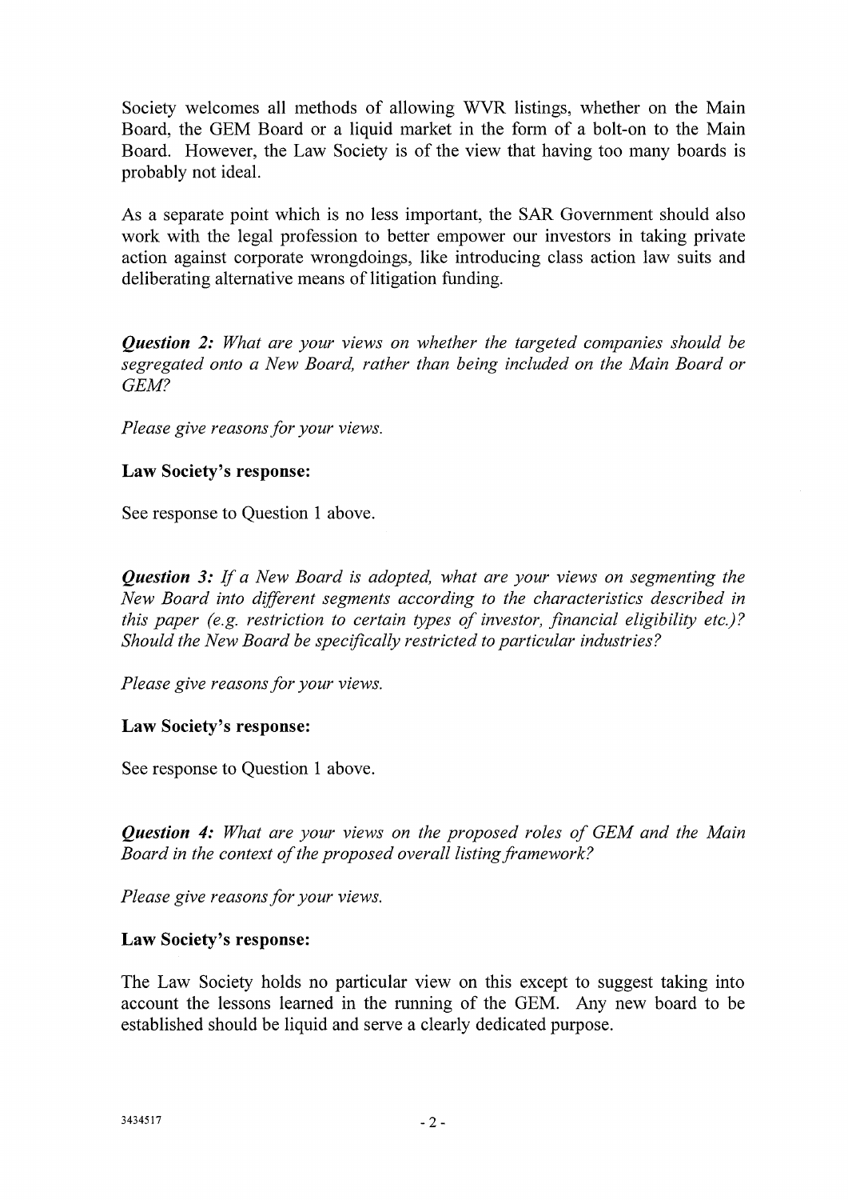Society welcomes all methods of allowing WVR listings, whether on the Main Board, the GEM Board or a liquid market in the form of a bolt-on to the Main Board. However, the Law Society is of the view that having too many boards is probably not ideal.

As a separate point which is no less important, the SAR Government should also work with the legal profession to better empower our investors in taking private action against corporate wrongdoings, like introducing class action law suits and deliberating alternative means of litigation funding.

***Question 2:*** *What are your views on whether the targeted companies should be segregated onto a New Board, rather than being included on the Main Board or GEM?*

*Please give reasons for your views.*

**Law Society's response:**

See response to Question 1 above.

***Question 3:*** *If a New Board is adopted, what are your views on segmenting the New Board into different segments according to the characteristics described in this paper (e.g. restriction to certain types of investor, financial eligibility etc.)? Should the New Board be specifically restricted to particular industries?*

*Please give reasons for your views.*

**Law Society's response:**

See response to Question 1 above.

***Question 4:*** *What are your views on the proposed roles of GEM and the Main Board in the context of the proposed overall listing framework?*

*Please give reasons for your views.*

**Law Society's response:**

The Law Society holds no particular view on this except to suggest taking into account the lessons learned in the running of the GEM. Any new board to be established should be liquid and serve a clearly dedicated purpose.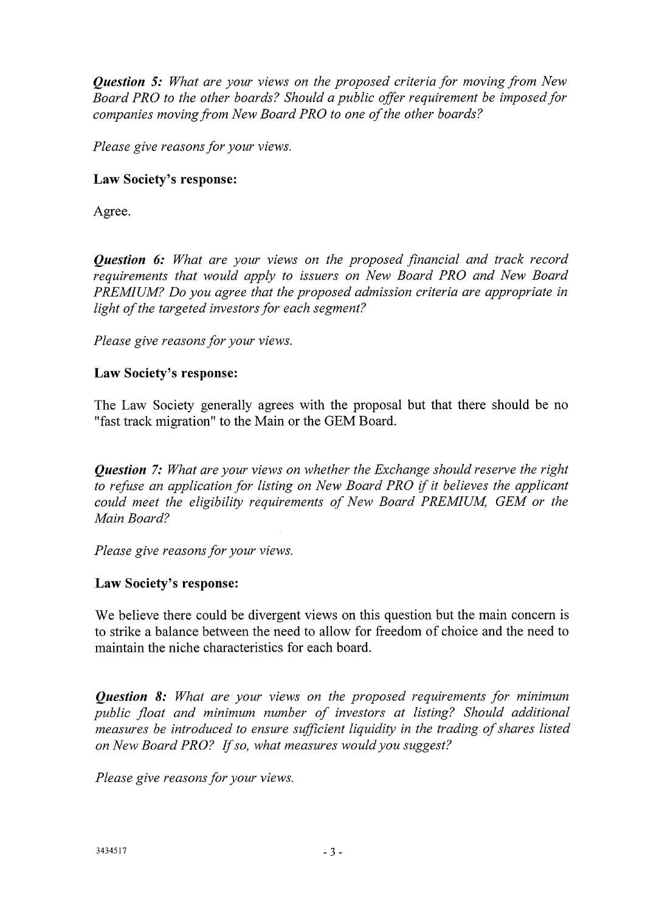***Question 5:*** *What are your views on the proposed criteria for moving from New Board PRO to the other boards? Should a public offer requirement be imposed for companies moving from New Board PRO to one of the other boards?*

*Please give reasons for your views.*

**Law Society's response:**

Agree.

***Question 6:*** *What are your views on the proposed financial and track record requirements that would apply to issuers on New Board PRO and New Board PREMIUM? Do you agree that the proposed admission criteria are appropriate in light of the targeted investors for each segment?*

*Please give reasons for your views.*

**Law Society's response:**

The Law Society generally agrees with the proposal but that there should be no "fast track migration" to the Main or the GEM Board.

***Question 7:*** *What are your views on whether the Exchange should reserve the right to refuse an application for listing on New Board PRO if it believes the applicant could meet the eligibility requirements of New Board PREMIUM, GEM or the Main Board?*

*Please give reasons for your views.*

**Law Society's response:**

We believe there could be divergent views on this question but the main concern is to strike a balance between the need to allow for freedom of choice and the need to maintain the niche characteristics for each board.

***Question 8:*** *What are your views on the proposed requirements for minimum public float and minimum number of investors at listing? Should additional measures be introduced to ensure sufficient liquidity in the trading of shares listed on New Board PRO? If so, what measures would you suggest?*

*Please give reasons for your views.*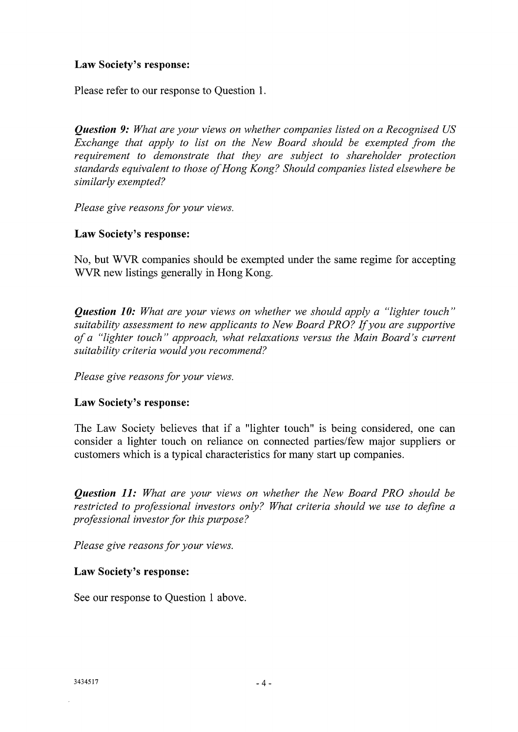**Law Society's response:**

Please refer to our response to Question 1.

***Question 9:*** *What are your views on whether companies listed on a Recognised US Exchange that apply to list on the New Board should be exempted from the requirement to demonstrate that they are subject to shareholder protection standards equivalent to those of Hong Kong? Should companies listed elsewhere be similarly exempted?*

*Please give reasons for your views.*

**Law Society's response:**

No, but WVR companies should be exempted under the same regime for accepting WVR new listings generally in Hong Kong.

***Question 10:*** *What are your views on whether we should apply a "lighter touch" suitability assessment to new applicants to New Board PRO? If you are supportive of a "lighter touch" approach, what relaxations versus the Main Board's current suitability criteria would you recommend?*

*Please give reasons for your views.*

**Law Society's response:**

The Law Society believes that if a "lighter touch" is being considered, one can consider a lighter touch on reliance on connected parties/few major suppliers or customers which is a typical characteristics for many start up companies.

***Question 11:*** *What are your views on whether the New Board PRO should be restricted to professional investors only? What criteria should we use to define a professional investor for this purpose?*

*Please give reasons for your views.*

**Law Society's response:**

See our response to Question 1 above.

3434517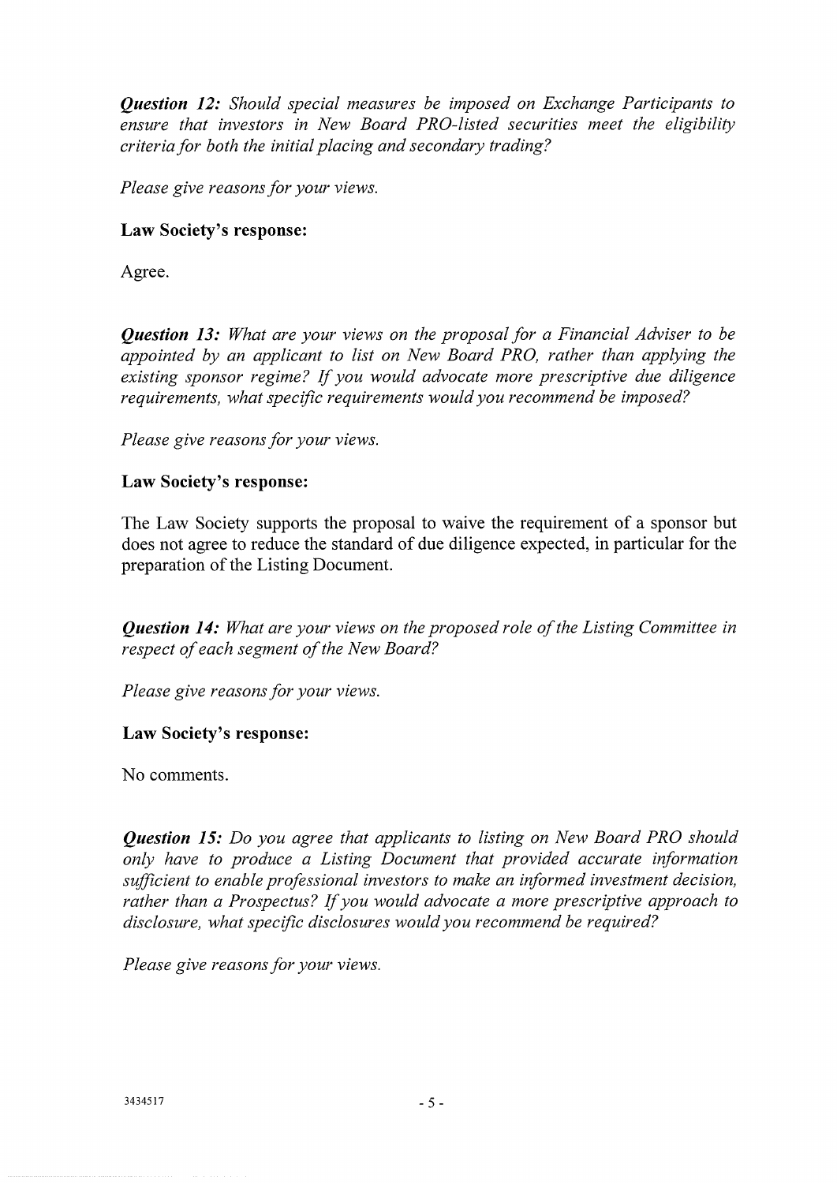***Question 12:*** *Should special measures be imposed on Exchange Participants to ensure that investors in New Board PRO-listed securities meet the eligibility criteria for both the initial placing and secondary trading?*

*Please give reasons for your views.*

**Law Society's response:**

Agree.

***Question 13:*** *What are your views on the proposal for a Financial Adviser to be appointed by an applicant to list on New Board PRO, rather than applying the existing sponsor regime? If you would advocate more prescriptive due diligence requirements, what specific requirements would you recommend be imposed?*

*Please give reasons for your views.*

**Law Society's response:**

The Law Society supports the proposal to waive the requirement of a sponsor but does not agree to reduce the standard of due diligence expected, in particular for the preparation of the Listing Document.

***Question 14:*** *What are your views on the proposed role of the Listing Committee in respect of each segment of the New Board?*

*Please give reasons for your views.*

**Law Society's response:**

No comments.

***Question 15:*** *Do you agree that applicants to listing on New Board PRO should only have to produce a Listing Document that provided accurate information sufficient to enable professional investors to make an informed investment decision, rather than a Prospectus? If you would advocate a more prescriptive approach to disclosure, what specific disclosures would you recommend be required?*

*Please give reasons for your views.*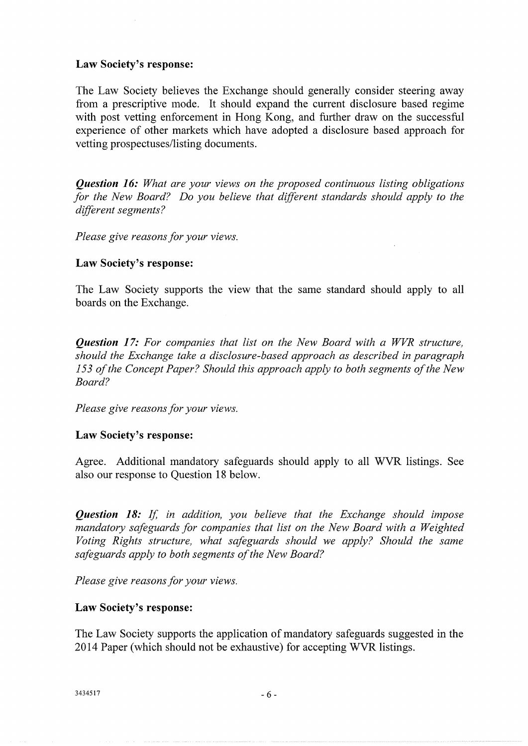**Law Society's response:**

The Law Society believes the Exchange should generally consider steering away from a prescriptive mode. It should expand the current disclosure based regime with post vetting enforcement in Hong Kong, and further draw on the successful experience of other markets which have adopted a disclosure based approach for vetting prospectuses/listing documents.

***Question 16:*** *What are your views on the proposed continuous listing obligations for the New Board? Do you believe that different standards should apply to the different segments?*

*Please give reasons for your views.*

**Law Society's response:**

The Law Society supports the view that the same standard should apply to all boards on the Exchange.

***Question 17:*** *For companies that list on the New Board with a WVR structure, should the Exchange take a disclosure-based approach as described in paragraph 153 of the Concept Paper? Should this approach apply to both segments of the New Board?*

*Please give reasons for your views.*

**Law Society's response:**

Agree. Additional mandatory safeguards should apply to all WVR listings. See also our response to Question 18 below.

***Question 18:*** *If, in addition, you believe that the Exchange should impose mandatory safeguards for companies that list on the New Board with a Weighted Voting Rights structure, what safeguards should we apply? Should the same safeguards apply to both segments of the New Board?*

*Please give reasons for your views.*

**Law Society's response:**

The Law Society supports the application of mandatory safeguards suggested in the 2014 Paper (which should not be exhaustive) for accepting WVR listings.

3434517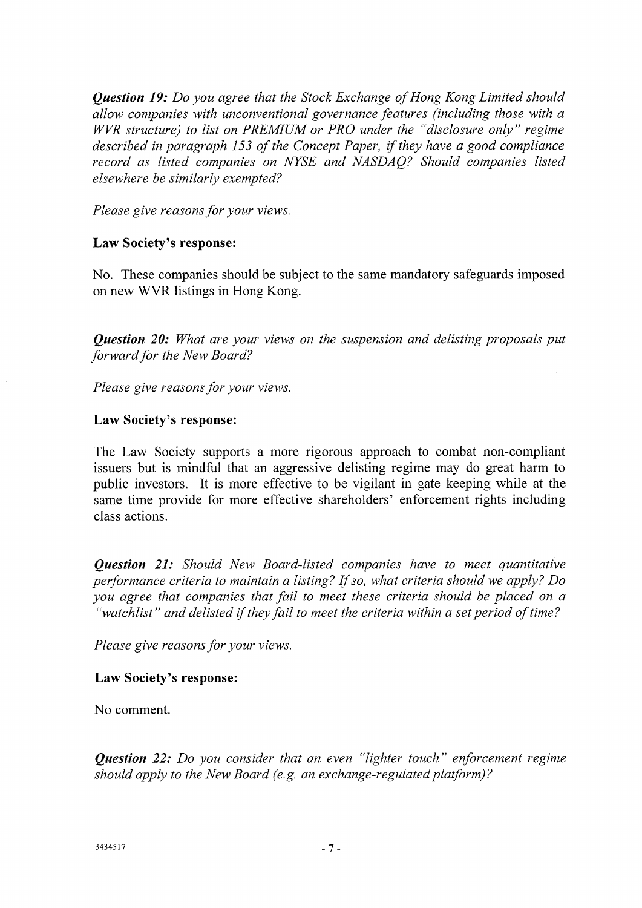***Question 19:*** *Do you agree that the Stock Exchange of Hong Kong Limited should allow companies with unconventional governance features (including those with a WVR structure) to list on PREMIUM or PRO under the "disclosure only" regime described in paragraph 153 of the Concept Paper, if they have a good compliance record as listed companies on NYSE and NASDAQ? Should companies listed elsewhere be similarly exempted?*

*Please give reasons for your views.*

**Law Society's response:**

No. These companies should be subject to the same mandatory safeguards imposed on new WVR listings in Hong Kong.

***Question 20:*** *What are your views on the suspension and delisting proposals put forward for the New Board?*

*Please give reasons for your views.*

**Law Society's response:**

The Law Society supports a more rigorous approach to combat non-compliant issuers but is mindful that an aggressive delisting regime may do great harm to public investors. It is more effective to be vigilant in gate keeping while at the same time provide for more effective shareholders' enforcement rights including class actions.

***Question 21:*** *Should New Board-listed companies have to meet quantitative performance criteria to maintain a listing? If so, what criteria should we apply? Do you agree that companies that fail to meet these criteria should be placed on a "watchlist" and delisted if they fail to meet the criteria within a set period of time?*

*Please give reasons for your views.*

**Law Society's response:**

No comment.

***Question 22:*** *Do you consider that an even "lighter touch" enforcement regime should apply to the New Board (e.g. an exchange-regulated platform)?*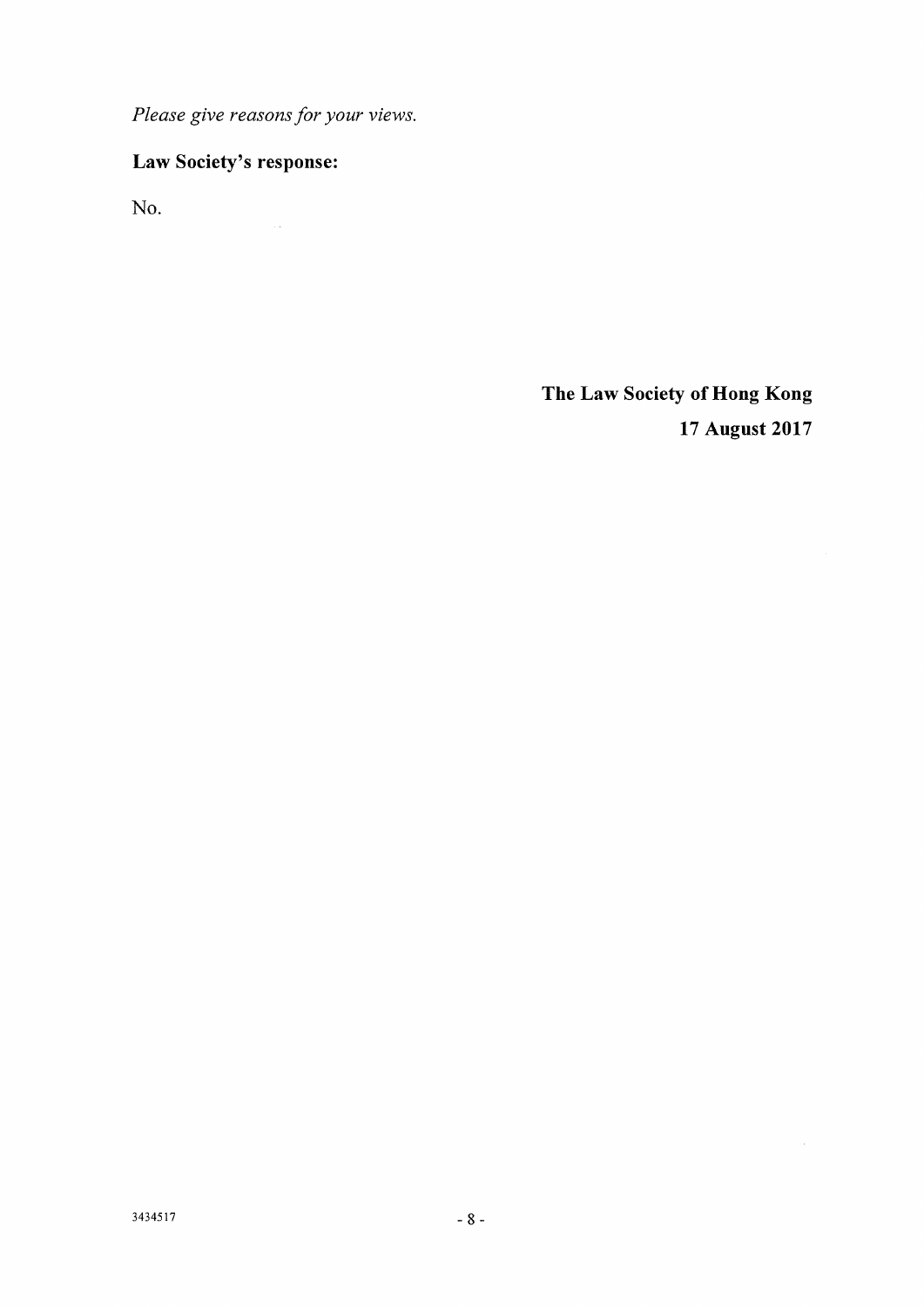*Please give reasons for your views.*

**Law Society's response:**

No.

**The Law Society of Hong Kong**
**17 August 2017**

3434517